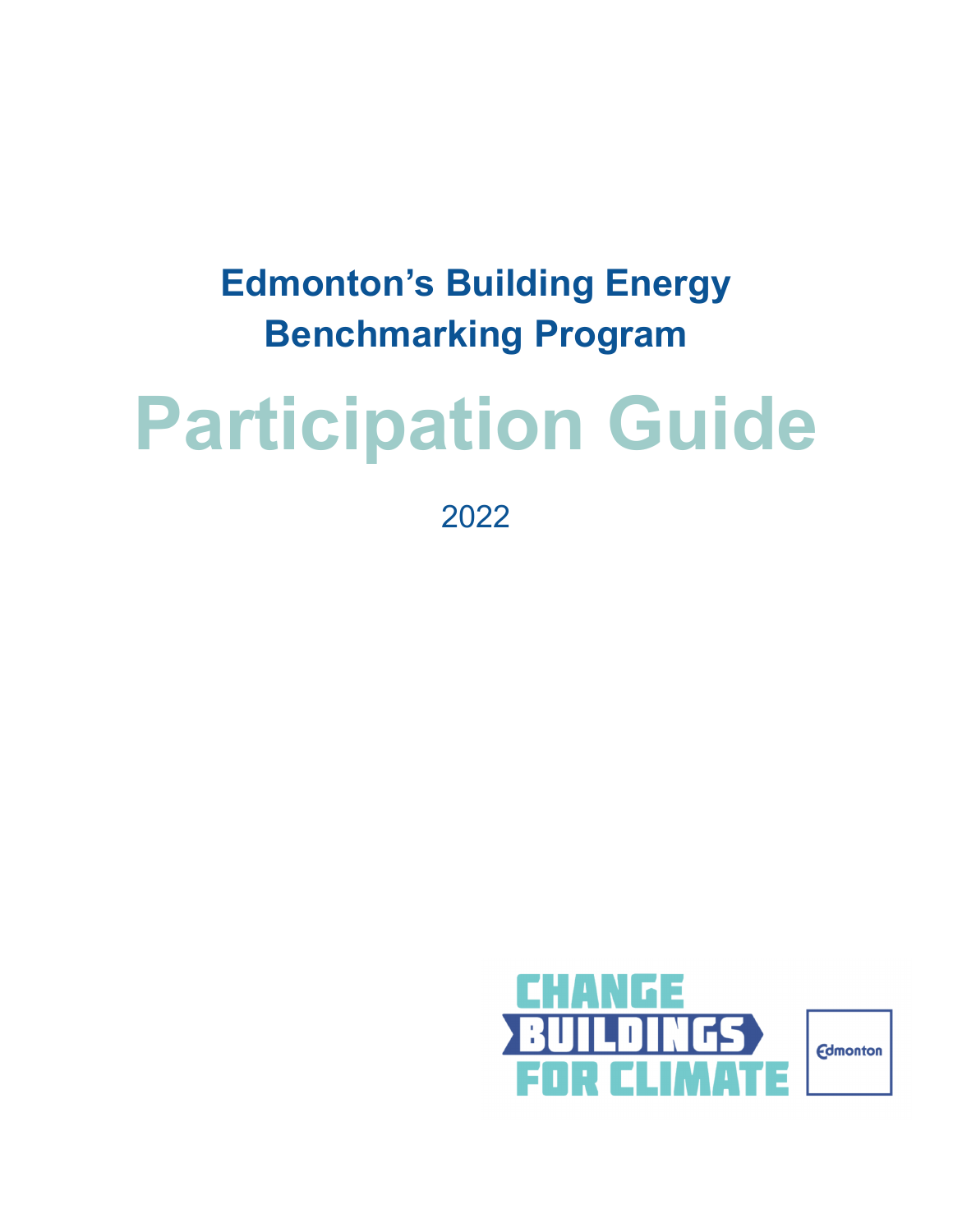# Edmonton's Building Energy Benchmarking Program

# Participation Guide

2022

CHANGE BUILDINGS FOR CLIMATE

Edmonton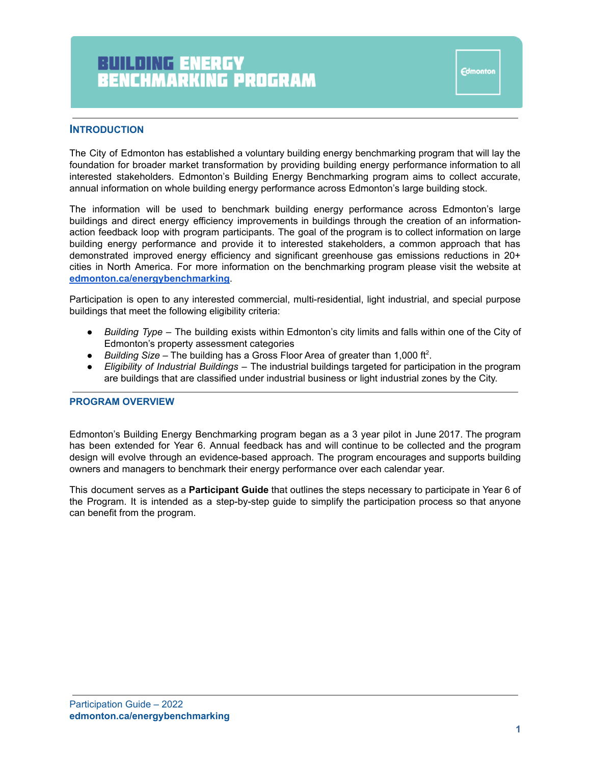# BUILDING ENERGY BENCHMARKING PROGRAM

## INTRODUCTION

The City of Edmonton has established a voluntary building energy benchmarking program that will lay the foundation for broader market transformation by providing building energy performance information to all interested stakeholders. Edmonton's Building Energy Benchmarking program aims to collect accurate, annual information on whole building energy performance across Edmonton's large building stock.

The information will be used to benchmark building energy performance across Edmonton's large buildings and direct energy efficiency improvements in buildings through the creation of an information-action feedback loop with program participants. The goal of the program is to collect information on large building energy performance and provide it to interested stakeholders, a common approach that has demonstrated improved energy efficiency and significant greenhouse gas emissions reductions in 20+ cities in North America. For more information on the benchmarking program please visit the website at **edmonton.ca/energybenchmarking**.

Participation is open to any interested commercial, multi-residential, light industrial, and special purpose buildings that meet the following eligibility criteria:

- *Building Type* – The building exists within Edmonton's city limits and falls within one of the City of Edmonton's property assessment categories
- *Building Size* – The building has a Gross Floor Area of greater than 1,000 $ft^2$.
- *Eligibility of Industrial Buildings* – The industrial buildings targeted for participation in the program are buildings that are classified under industrial business or light industrial zones by the City.

## PROGRAM OVERVIEW

Edmonton's Building Energy Benchmarking program began as a 3 year pilot in June 2017. The program has been extended for Year 6. Annual feedback has and will continue to be collected and the program design will evolve through an evidence-based approach. The program encourages and supports building owners and managers to benchmark their energy performance over each calendar year.

This document serves as a **Participant Guide** that outlines the steps necessary to participate in Year 6 of the Program. It is intended as a step-by-step guide to simplify the participation process so that anyone can benefit from the program.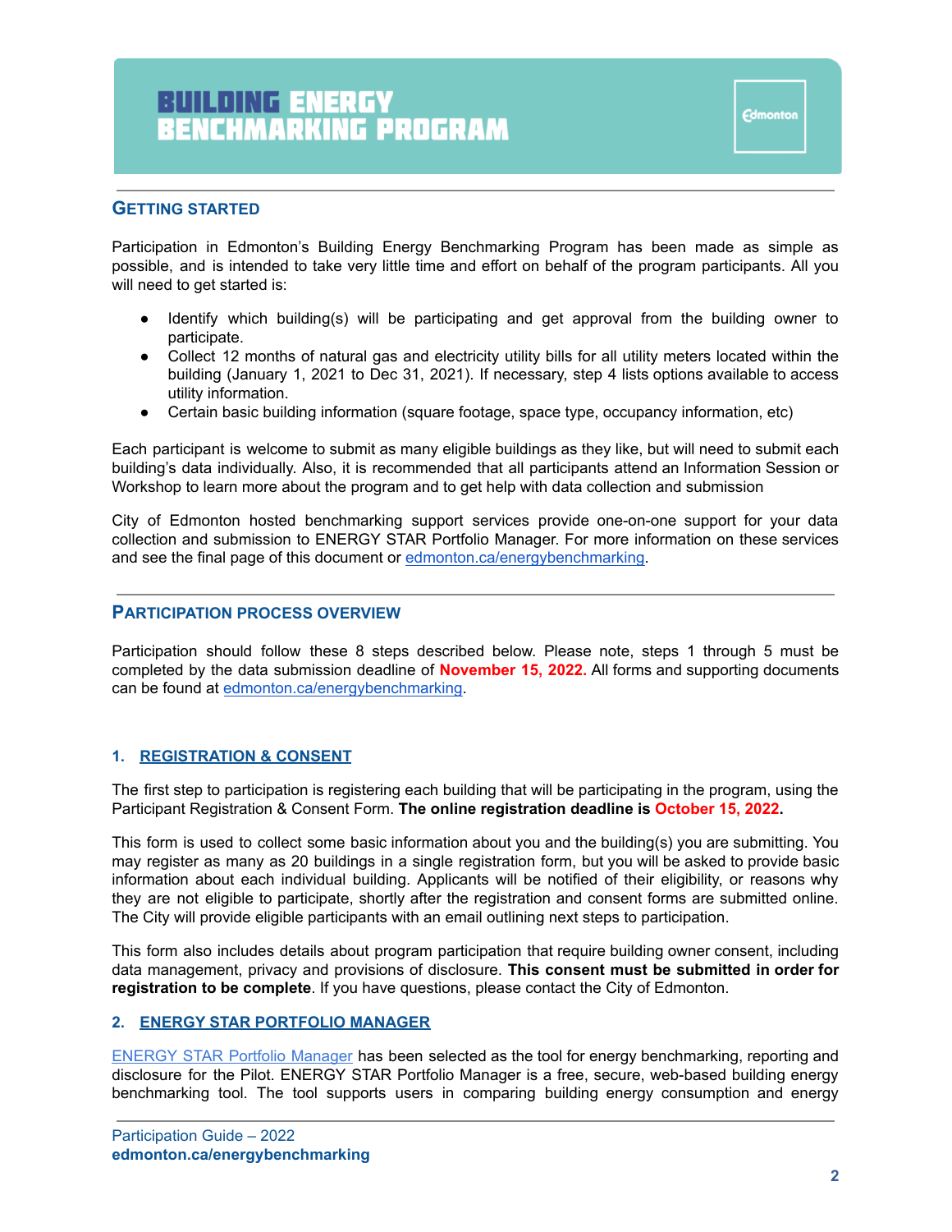# BUILDING ENERGY BENCHMARKING PROGRAM

## GETTING STARTED

Participation in Edmonton's Building Energy Benchmarking Program has been made as simple as possible, and is intended to take very little time and effort on behalf of the program participants. All you will need to get started is:

- Identify which building(s) will be participating and get approval from the building owner to participate.
- Collect 12 months of natural gas and electricity utility bills for all utility meters located within the building (January 1, 2021 to Dec 31, 2021). If necessary, step 4 lists options available to access utility information.
- Certain basic building information (square footage, space type, occupancy information, etc)

Each participant is welcome to submit as many eligible buildings as they like, but will need to submit each building's data individually. Also, it is recommended that all participants attend an Information Session or Workshop to learn more about the program and to get help with data collection and submission

City of Edmonton hosted benchmarking support services provide one-on-one support for your data collection and submission to ENERGY STAR Portfolio Manager. For more information on these services and see the final page of this document or [edmonton.ca/energybenchmarking](edmonton.ca/energybenchmarking).

## PARTICIPATION PROCESS OVERVIEW

Participation should follow these 8 steps described below. Please note, steps 1 through 5 must be completed by the data submission deadline of **November 15, 2022.** All forms and supporting documents can be found at [edmonton.ca/energybenchmarking](edmonton.ca/energybenchmarking).

### 1. REGISTRATION & CONSENT

The first step to participation is registering each building that will be participating in the program, using the Participant Registration & Consent Form. **The online registration deadline is October 15, 2022.**

This form is used to collect some basic information about you and the building(s) you are submitting. You may register as many as 20 buildings in a single registration form, but you will be asked to provide basic information about each individual building. Applicants will be notified of their eligibility, or reasons why they are not eligible to participate, shortly after the registration and consent forms are submitted online. The City will provide eligible participants with an email outlining next steps to participation.

This form also includes details about program participation that require building owner consent, including data management, privacy and provisions of disclosure. **This consent must be submitted in order for registration to be complete**. If you have questions, please contact the City of Edmonton.

### 2. ENERGY STAR PORTFOLIO MANAGER

[ENERGY STAR Portfolio Manager](ENERGY STAR Portfolio Manager) has been selected as the tool for energy benchmarking, reporting and disclosure for the Pilot. ENERGY STAR Portfolio Manager is a free, secure, web-based building energy benchmarking tool. The tool supports users in comparing building energy consumption and energy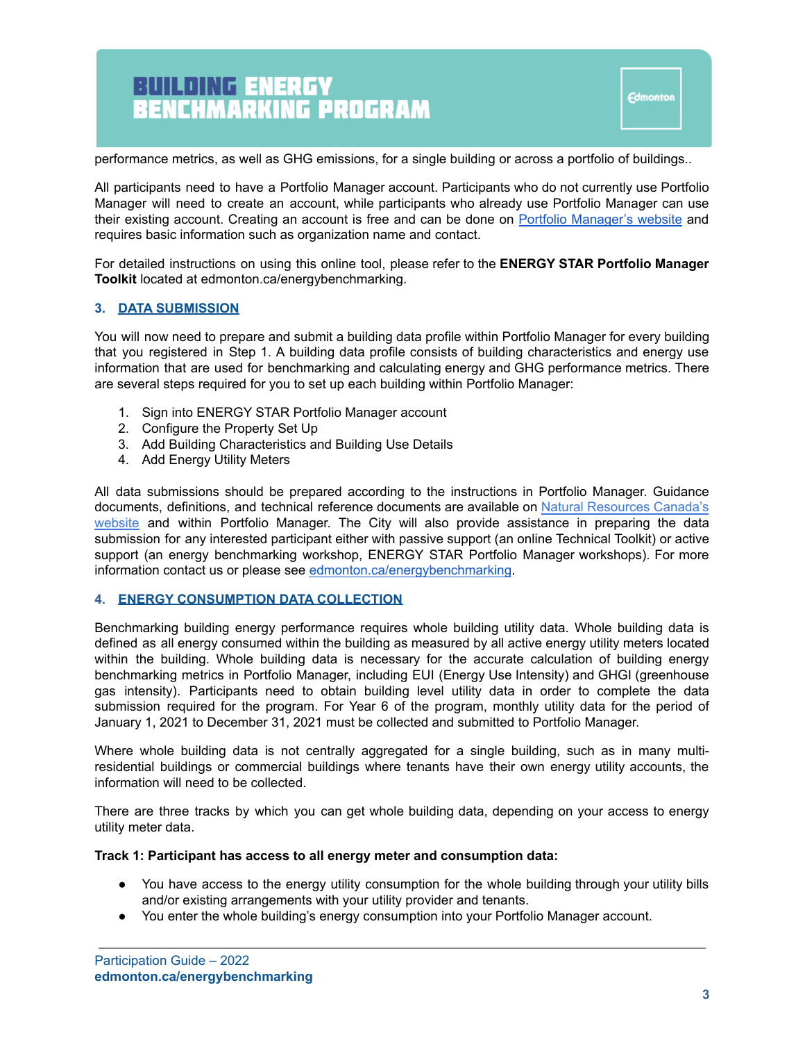performance metrics, as well as GHG emissions, for a single building or across a portfolio of buildings..

All participants need to have a Portfolio Manager account. Participants who do not currently use Portfolio Manager will need to create an account, while participants who already use Portfolio Manager can use their existing account. Creating an account is free and can be done on [Portfolio Manager's website] and requires basic information such as organization name and contact.

For detailed instructions on using this online tool, please refer to the **ENERGY STAR Portfolio Manager Toolkit** located at edmonton.ca/energybenchmarking.

### 3. DATA SUBMISSION

You will now need to prepare and submit a building data profile within Portfolio Manager for every building that you registered in Step 1. A building data profile consists of building characteristics and energy use information that are used for benchmarking and calculating energy and GHG performance metrics. There are several steps required for you to set up each building within Portfolio Manager:

1. Sign into ENERGY STAR Portfolio Manager account
2. Configure the Property Set Up
3. Add Building Characteristics and Building Use Details
4. Add Energy Utility Meters

All data submissions should be prepared according to the instructions in Portfolio Manager. Guidance documents, definitions, and technical reference documents are available on Natural Resources Canada's website and within Portfolio Manager. The City will also provide assistance in preparing the data submission for any interested participant either with passive support (an online Technical Toolkit) or active support (an energy benchmarking workshop, ENERGY STAR Portfolio Manager workshops). For more information contact us or please see edmonton.ca/energybenchmarking.

### 4. ENERGY CONSUMPTION DATA COLLECTION

Benchmarking building energy performance requires whole building utility data. Whole building data is defined as all energy consumed within the building as measured by all active energy utility meters located within the building. Whole building data is necessary for the accurate calculation of building energy benchmarking metrics in Portfolio Manager, including EUI (Energy Use Intensity) and GHGI (greenhouse gas intensity). Participants need to obtain building level utility data in order to complete the data submission required for the program. For Year 6 of the program, monthly utility data for the period of January 1, 2021 to December 31, 2021 must be collected and submitted to Portfolio Manager.

Where whole building data is not centrally aggregated for a single building, such as in many multi-residential buildings or commercial buildings where tenants have their own energy utility accounts, the information will need to be collected.

There are three tracks by which you can get whole building data, depending on your access to energy utility meter data.

**Track 1: Participant has access to all energy meter and consumption data:**

- You have access to the energy utility consumption for the whole building through your utility bills and/or existing arrangements with your utility provider and tenants.
- You enter the whole building's energy consumption into your Portfolio Manager account.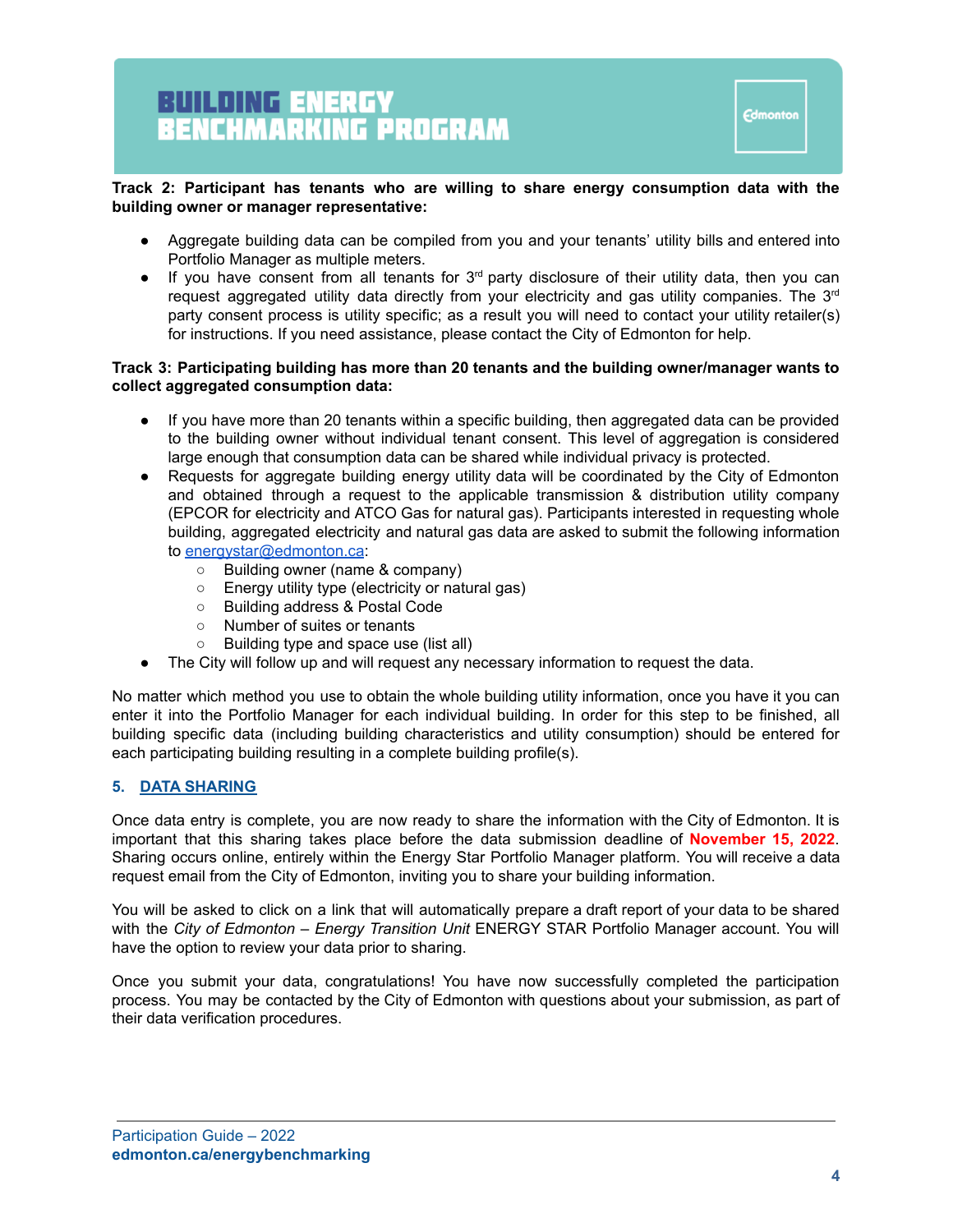**Track 2: Participant has tenants who are willing to share energy consumption data with the building owner or manager representative:**

- Aggregate building data can be compiled from you and your tenants' utility bills and entered into Portfolio Manager as multiple meters.
- If you have consent from all tenants for 3rd party disclosure of their utility data, then you can request aggregated utility data directly from your electricity and gas utility companies. The 3rd party consent process is utility specific; as a result you will need to contact your utility retailer(s) for instructions. If you need assistance, please contact the City of Edmonton for help.

**Track 3: Participating building has more than 20 tenants and the building owner/manager wants to collect aggregated consumption data:**

- If you have more than 20 tenants within a specific building, then aggregated data can be provided to the building owner without individual tenant consent. This level of aggregation is considered large enough that consumption data can be shared while individual privacy is protected.
- Requests for aggregate building energy utility data will be coordinated by the City of Edmonton and obtained through a request to the applicable transmission & distribution utility company (EPCOR for electricity and ATCO Gas for natural gas). Participants interested in requesting whole building, aggregated electricity and natural gas data are asked to submit the following information to energystar@edmonton.ca:
  - Building owner (name & company)
  - Energy utility type (electricity or natural gas)
  - Building address & Postal Code
  - Number of suites or tenants
  - Building type and space use (list all)
- The City will follow up and will request any necessary information to request the data.

No matter which method you use to obtain the whole building utility information, once you have it you can enter it into the Portfolio Manager for each individual building. In order for this step to be finished, all building specific data (including building characteristics and utility consumption) should be entered for each participating building resulting in a complete building profile(s).

## 5. DATA SHARING

Once data entry is complete, you are now ready to share the information with the City of Edmonton. It is important that this sharing takes place before the data submission deadline of **November 15, 2022**. Sharing occurs online, entirely within the Energy Star Portfolio Manager platform. You will receive a data request email from the City of Edmonton, inviting you to share your building information.

You will be asked to click on a link that will automatically prepare a draft report of your data to be shared with the *City of Edmonton – Energy Transition Unit* ENERGY STAR Portfolio Manager account. You will have the option to review your data prior to sharing.

Once you submit your data, congratulations! You have now successfully completed the participation process. You may be contacted by the City of Edmonton with questions about your submission, as part of their data verification procedures.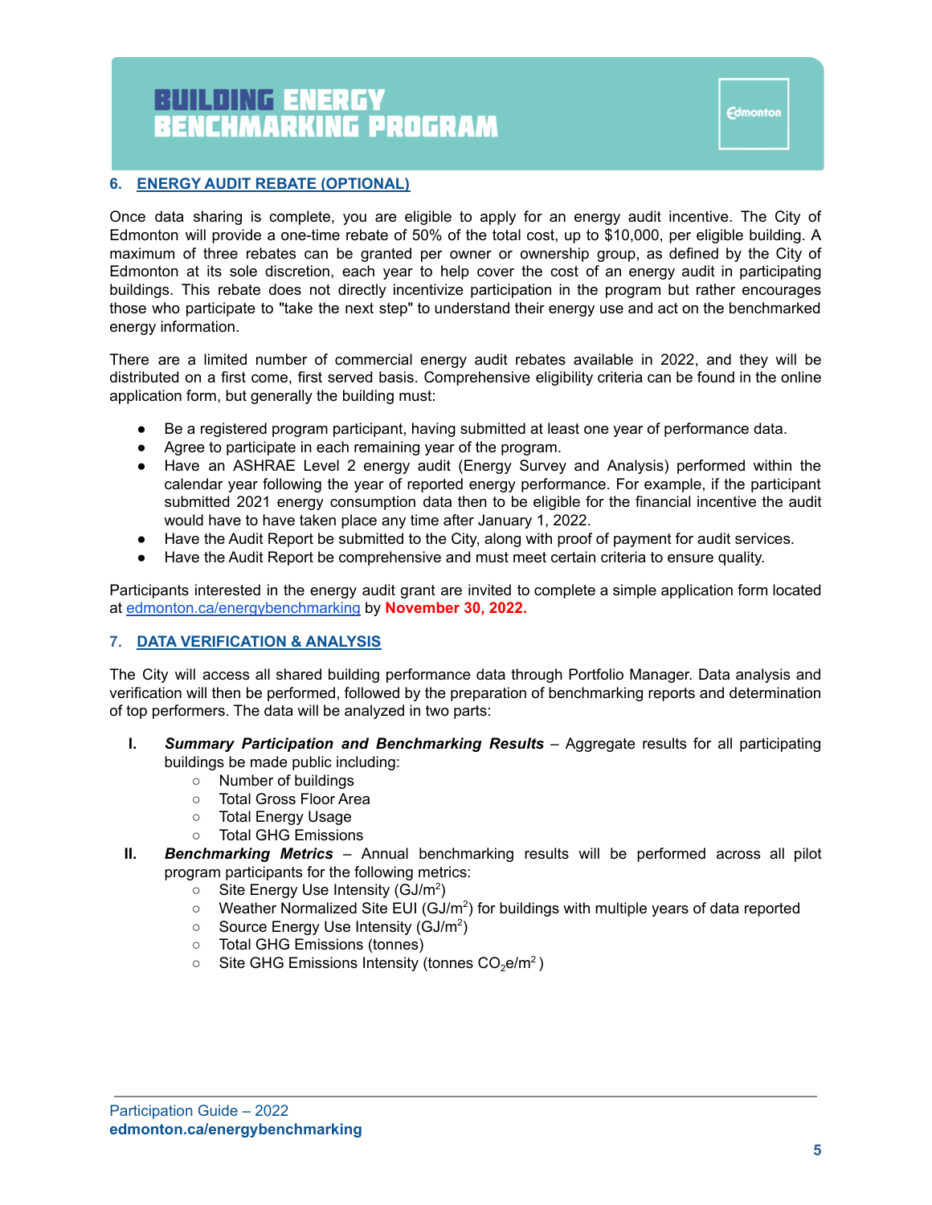## 6. ENERGY AUDIT REBATE (OPTIONAL)

Once data sharing is complete, you are eligible to apply for an energy audit incentive. The City of Edmonton will provide a one-time rebate of 50% of the total cost, up to $10,000, per eligible building. A maximum of three rebates can be granted per owner or ownership group, as defined by the City of Edmonton at its sole discretion, each year to help cover the cost of an energy audit in participating buildings. This rebate does not directly incentivize participation in the program but rather encourages those who participate to "take the next step" to understand their energy use and act on the benchmarked energy information.

There are a limited number of commercial energy audit rebates available in 2022, and they will be distributed on a first come, first served basis. Comprehensive eligibility criteria can be found in the online application form, but generally the building must:

- Be a registered program participant, having submitted at least one year of performance data.
- Agree to participate in each remaining year of the program.
- Have an ASHRAE Level 2 energy audit (Energy Survey and Analysis) performed within the calendar year following the year of reported energy performance. For example, if the participant submitted 2021 energy consumption data then to be eligible for the financial incentive the audit would have to have taken place any time after January 1, 2022.
- Have the Audit Report be submitted to the City, along with proof of payment for audit services.
- Have the Audit Report be comprehensive and must meet certain criteria to ensure quality.

Participants interested in the energy audit grant are invited to complete a simple application form located at edmonton.ca/energybenchmarking by **November 30, 2022.**

## 7. DATA VERIFICATION & ANALYSIS

The City will access all shared building performance data through Portfolio Manager. Data analysis and verification will then be performed, followed by the preparation of benchmarking reports and determination of top performers. The data will be analyzed in two parts:

I. ***Summary Participation and Benchmarking Results*** – Aggregate results for all participating buildings be made public including:
   - Number of buildings
   - Total Gross Floor Area
   - Total Energy Usage
   - Total GHG Emissions

II. ***Benchmarking Metrics*** – Annual benchmarking results will be performed across all pilot program participants for the following metrics:
   - Site Energy Use Intensity (GJ/$m^2$)
   - Weather Normalized Site EUI (GJ/$m^2$) for buildings with multiple years of data reported
   - Source Energy Use Intensity (GJ/$m^2$)
   - Total GHG Emissions (tonnes)
   - Site GHG Emissions Intensity (tonnes $CO_2e/m^2$)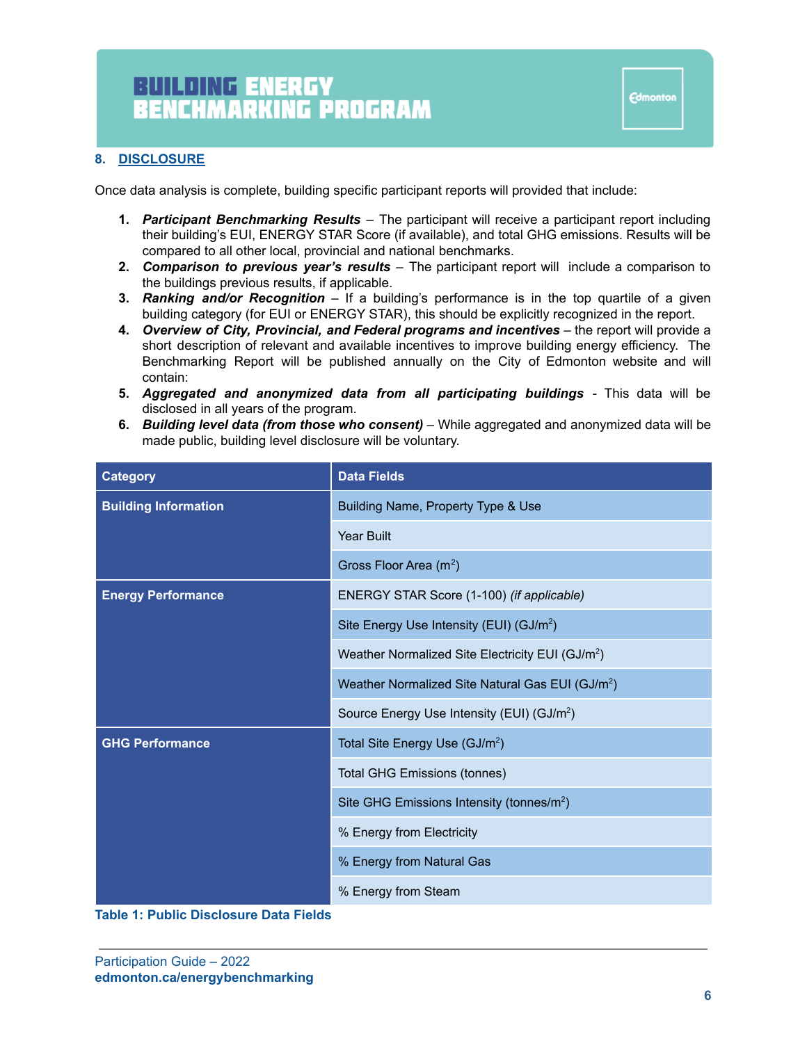## 8. DISCLOSURE

Once data analysis is complete, building specific participant reports will provided that include:

1. ***Participant Benchmarking Results*** – The participant will receive a participant report including their building's EUI, ENERGY STAR Score (if available), and total GHG emissions. Results will be compared to all other local, provincial and national benchmarks.
2. ***Comparison to previous year's results*** – The participant report will include a comparison to the buildings previous results, if applicable.
3. ***Ranking and/or Recognition*** – If a building's performance is in the top quartile of a given building category (for EUI or ENERGY STAR), this should be explicitly recognized in the report.
4. ***Overview of City, Provincial, and Federal programs and incentives*** – the report will provide a short description of relevant and available incentives to improve building energy efficiency. The Benchmarking Report will be published annually on the City of Edmonton website and will contain:
5. ***Aggregated and anonymized data from all participating buildings*** - This data will be disclosed in all years of the program.
6. ***Building level data (from those who consent)*** – While aggregated and anonymized data will be made public, building level disclosure will be voluntary.

| Category | Data Fields |
|---|---|
| **Building Information** | Building Name, Property Type & Use |
| | Year Built |
| | Gross Floor Area ($m^2$) |
| **Energy Performance** | ENERGY STAR Score (1-100) *(if applicable)* |
| | Site Energy Use Intensity (EUI) ($GJ/m^2$) |
| | Weather Normalized Site Electricity EUI ($GJ/m^2$) |
| | Weather Normalized Site Natural Gas EUI ($GJ/m^2$) |
| | Source Energy Use Intensity (EUI) ($GJ/m^2$) |
| **GHG Performance** | Total Site Energy Use ($GJ/m^2$) |
| | Total GHG Emissions (tonnes) |
| | Site GHG Emissions Intensity ($tonnes/m^2$) |
| | % Energy from Electricity |
| | % Energy from Natural Gas |
| | % Energy from Steam |

**Table 1: Public Disclosure Data Fields**